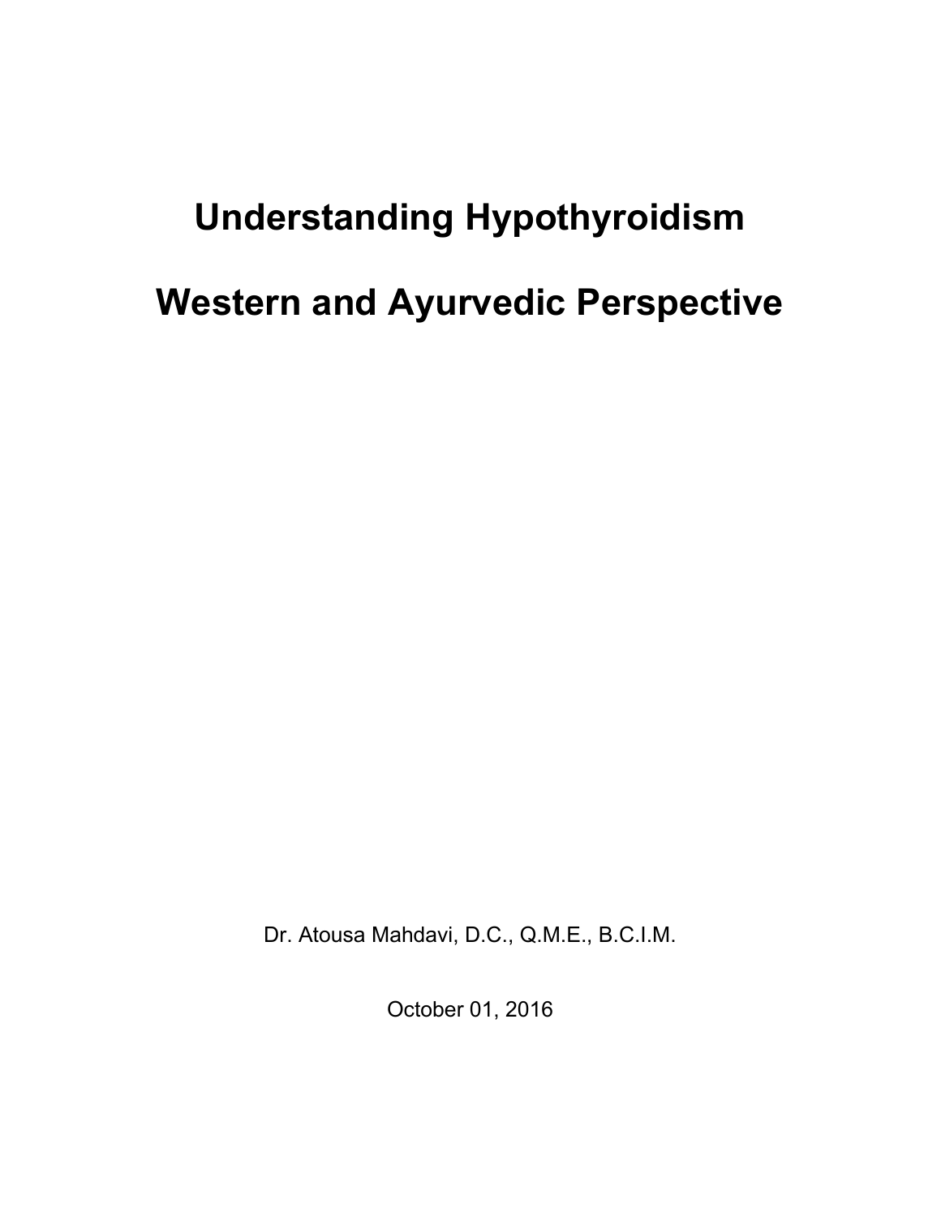# Understanding Hypothyroidism

# Western and Ayurvedic Perspective

Dr. Atousa Mahdavi, D.C., Q.M.E., B.C.I.M.

October 01, 2016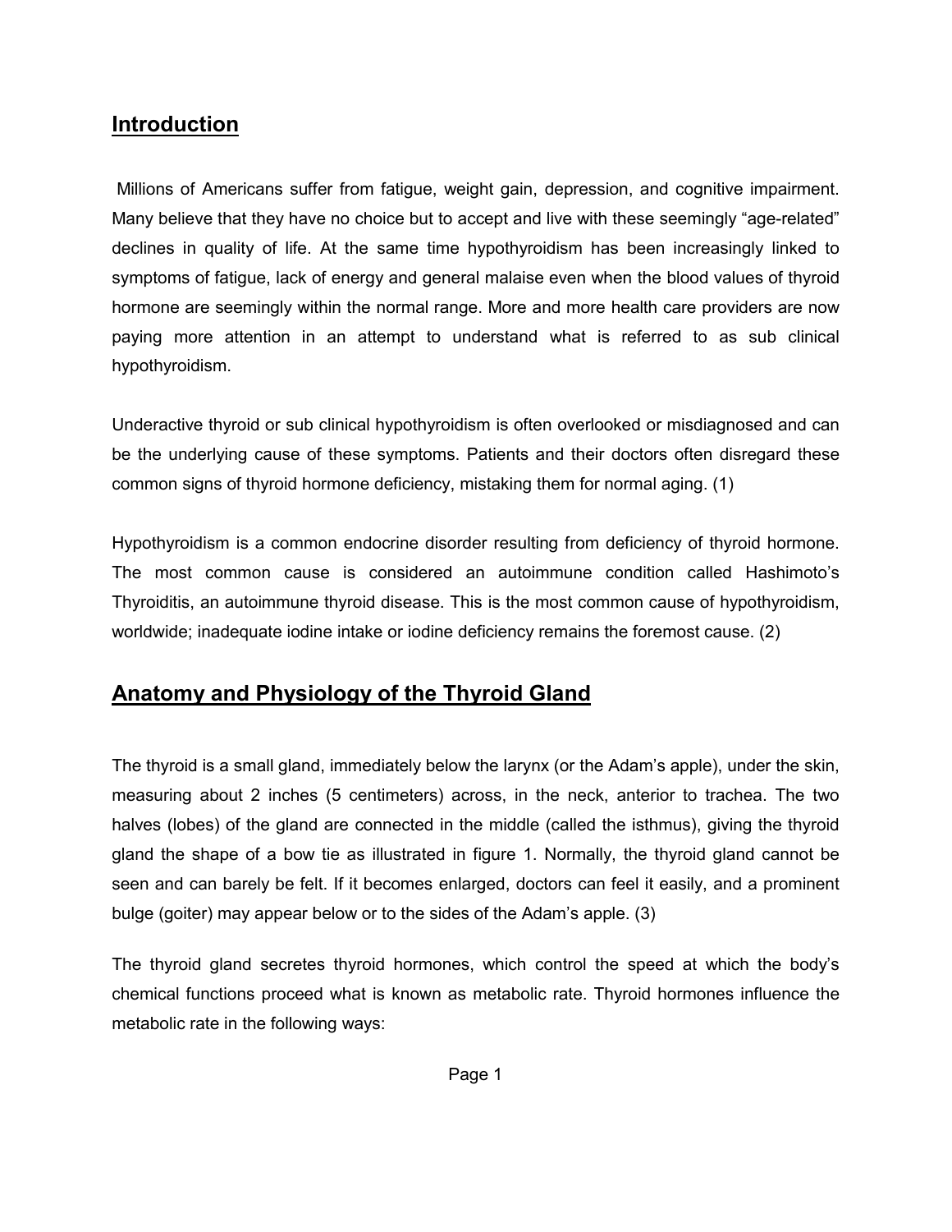## Introduction

Millions of Americans suffer from fatigue, weight gain, depression, and cognitive impairment. Many believe that they have no choice but to accept and live with these seemingly “age-related” declines in quality of life. At the same time hypothyroidism has been increasingly linked to symptoms of fatigue, lack of energy and general malaise even when the blood values of thyroid hormone are seemingly within the normal range. More and more health care providers are now paying more attention in an attempt to understand what is referred to as sub clinical hypothyroidism.

Underactive thyroid or sub clinical hypothyroidism is often overlooked or misdiagnosed and can be the underlying cause of these symptoms. Patients and their doctors often disregard these common signs of thyroid hormone deficiency, mistaking them for normal aging. (1)

Hypothyroidism is a common endocrine disorder resulting from deficiency of thyroid hormone. The most common cause is considered an autoimmune condition called Hashimoto’s Thyroiditis, an autoimmune thyroid disease. This is the most common cause of hypothyroidism, worldwide; inadequate iodine intake or iodine deficiency remains the foremost cause. (2)

## Anatomy and Physiology of the Thyroid Gland

The thyroid is a small gland, immediately below the larynx (or the Adam’s apple), under the skin, measuring about 2 inches (5 centimeters) across, in the neck, anterior to trachea. The two halves (lobes) of the gland are connected in the middle (called the isthmus), giving the thyroid gland the shape of a bow tie as illustrated in figure 1. Normally, the thyroid gland cannot be seen and can barely be felt. If it becomes enlarged, doctors can feel it easily, and a prominent bulge (goiter) may appear below or to the sides of the Adam’s apple. (3)

The thyroid gland secretes thyroid hormones, which control the speed at which the body’s chemical functions proceed what is known as metabolic rate. Thyroid hormones influence the metabolic rate in the following ways: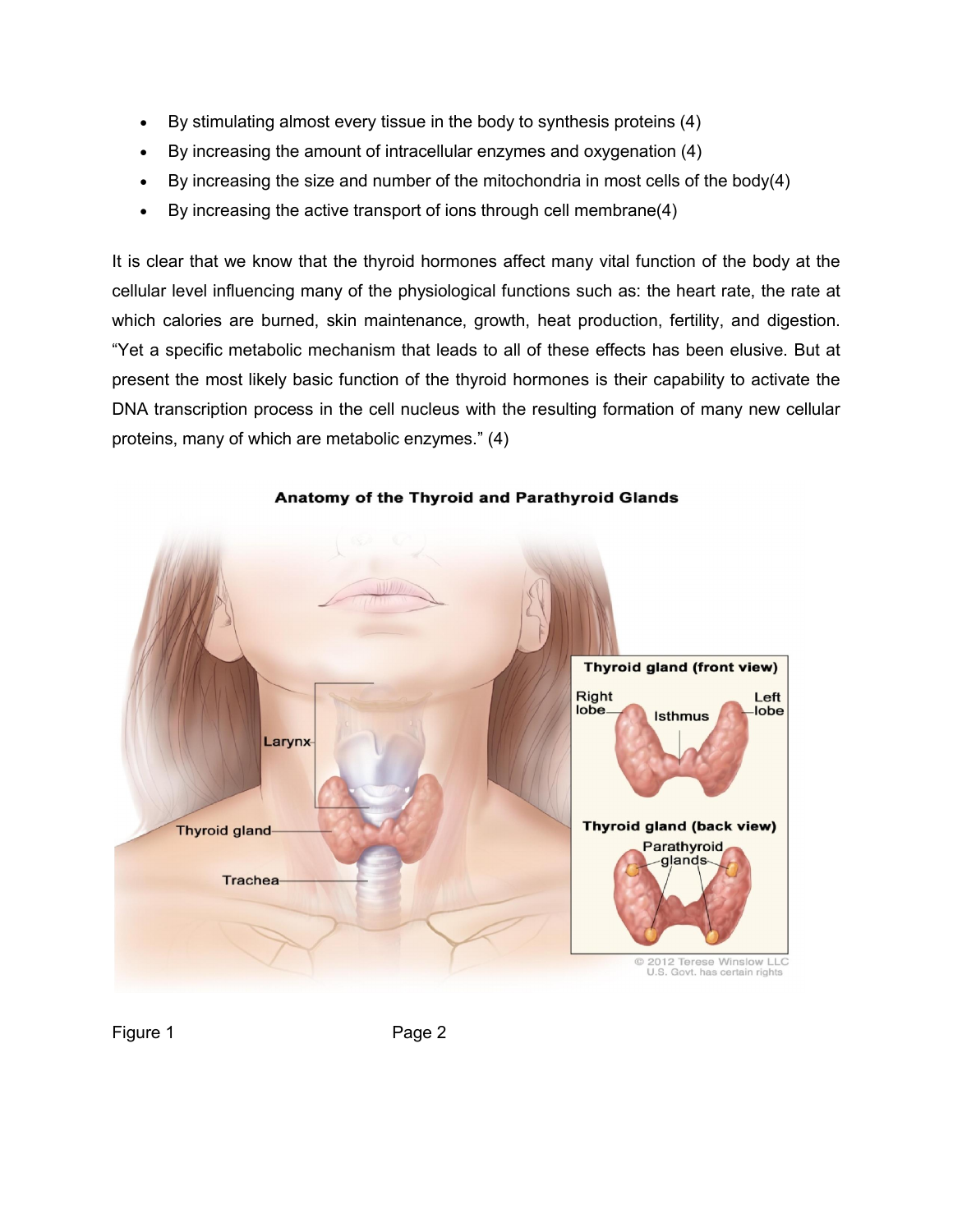- By stimulating almost every tissue in the body to synthesis proteins (4)
- By increasing the amount of intracellular enzymes and oxygenation (4)
- By increasing the size and number of the mitochondria in most cells of the body(4)
- By increasing the active transport of ions through cell membrane(4)

It is clear that we know that the thyroid hormones affect many vital function of the body at the cellular level influencing many of the physiological functions such as: the heart rate, the rate at which calories are burned, skin maintenance, growth, heat production, fertility, and digestion. “Yet a specific metabolic mechanism that leads to all of these effects has been elusive. But at present the most likely basic function of the thyroid hormones is their capability to activate the DNA transcription process in the cell nucleus with the resulting formation of many new cellular proteins, many of which are metabolic enzymes.” (4)

**Anatomy of the Thyroid and Parathyroid Glands**

Figure 1 Page 2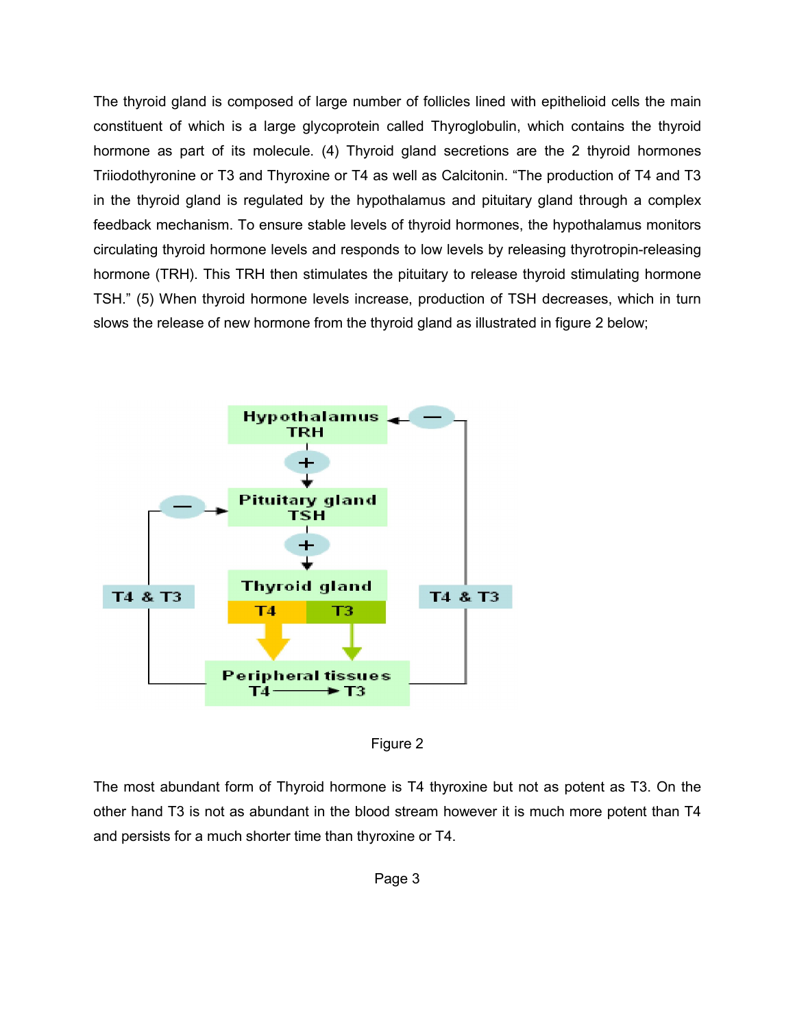The thyroid gland is composed of large number of follicles lined with epithelioid cells the main constituent of which is a large glycoprotein called Thyroglobulin, which contains the thyroid hormone as part of its molecule. (4) Thyroid gland secretions are the 2 thyroid hormones Triiodothyronine or T3 and Thyroxine or T4 as well as Calcitonin. "The production of T4 and T3 in the thyroid gland is regulated by the hypothalamus and pituitary gland through a complex feedback mechanism. To ensure stable levels of thyroid hormones, the hypothalamus monitors circulating thyroid hormone levels and responds to low levels by releasing thyrotropin-releasing hormone (TRH). This TRH then stimulates the pituitary to release thyroid stimulating hormone TSH." (5) When thyroid hormone levels increase, production of TSH decreases, which in turn slows the release of new hormone from the thyroid gland as illustrated in figure 2 below;

Hypothalamus TRH

Pituitary gland TSH

Thyroid gland T4 T3

Peripheral tissues T4 → T3

T4 & T3

T4 & T3

Figure 2

The most abundant form of Thyroid hormone is T4 thyroxine but not as potent as T3. On the other hand T3 is not as abundant in the blood stream however it is much more potent than T4 and persists for a much shorter time than thyroxine or T4.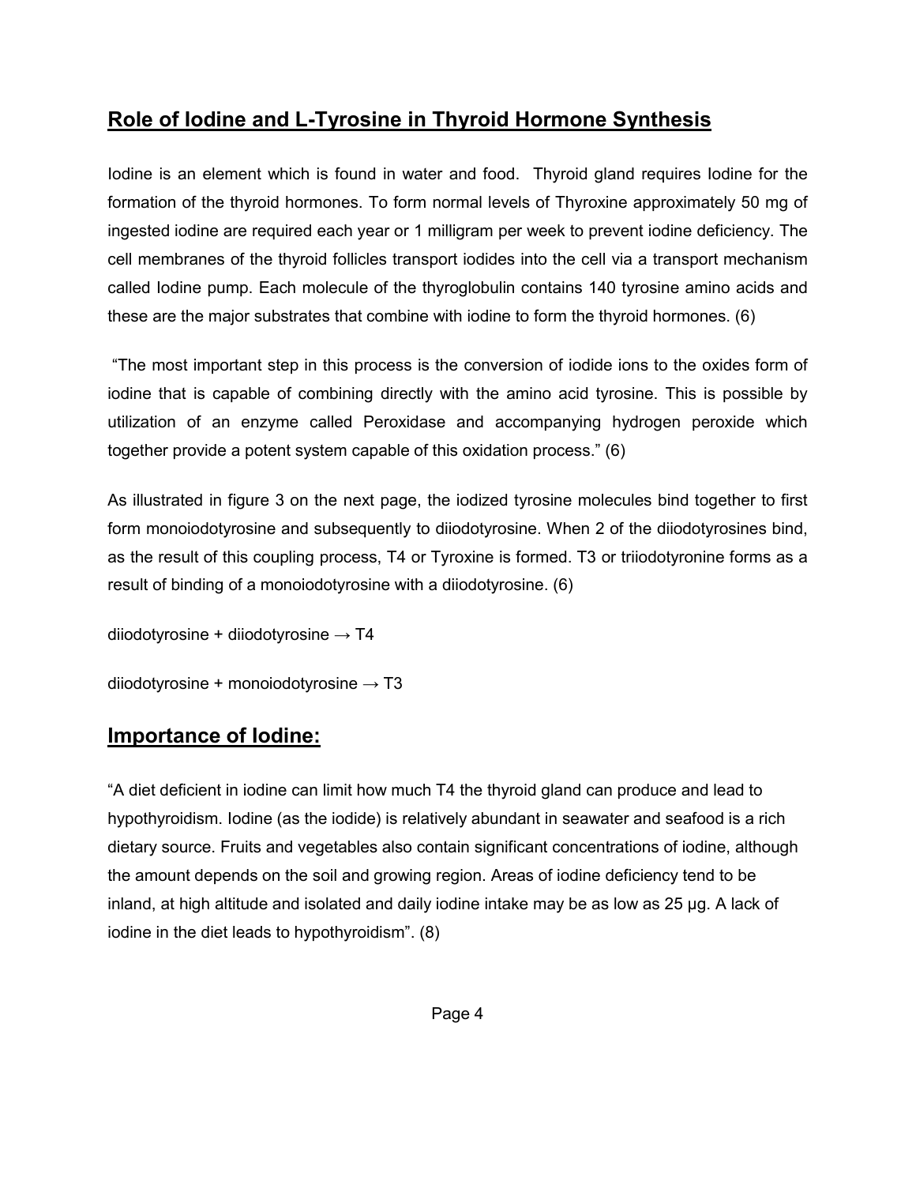## Role of Iodine and L-Tyrosine in Thyroid Hormone Synthesis

Iodine is an element which is found in water and food. Thyroid gland requires Iodine for the formation of the thyroid hormones. To form normal levels of Thyroxine approximately 50 mg of ingested iodine are required each year or 1 milligram per week to prevent iodine deficiency. The cell membranes of the thyroid follicles transport iodides into the cell via a transport mechanism called Iodine pump. Each molecule of the thyroglobulin contains 140 tyrosine amino acids and these are the major substrates that combine with iodine to form the thyroid hormones. (6)

"The most important step in this process is the conversion of iodide ions to the oxides form of iodine that is capable of combining directly with the amino acid tyrosine. This is possible by utilization of an enzyme called Peroxidase and accompanying hydrogen peroxide which together provide a potent system capable of this oxidation process." (6)

As illustrated in figure 3 on the next page, the iodized tyrosine molecules bind together to first form monoiodotyrosine and subsequently to diiodotyrosine. When 2 of the diiodotyrosines bind, as the result of this coupling process, T4 or Tyroxine is formed. T3 or triiodotyronine forms as a result of binding of a monoiodotyrosine with a diiodotyrosine. (6)

diiodotyrosine + diiodotyrosine → T4

diiodotyrosine + monoiodotyrosine → T3

## Importance of Iodine:

"A diet deficient in iodine can limit how much T4 the thyroid gland can produce and lead to hypothyroidism. Iodine (as the iodide) is relatively abundant in seawater and seafood is a rich dietary source. Fruits and vegetables also contain significant concentrations of iodine, although the amount depends on the soil and growing region. Areas of iodine deficiency tend to be inland, at high altitude and isolated and daily iodine intake may be as low as 25 µg. A lack of iodine in the diet leads to hypothyroidism". (8)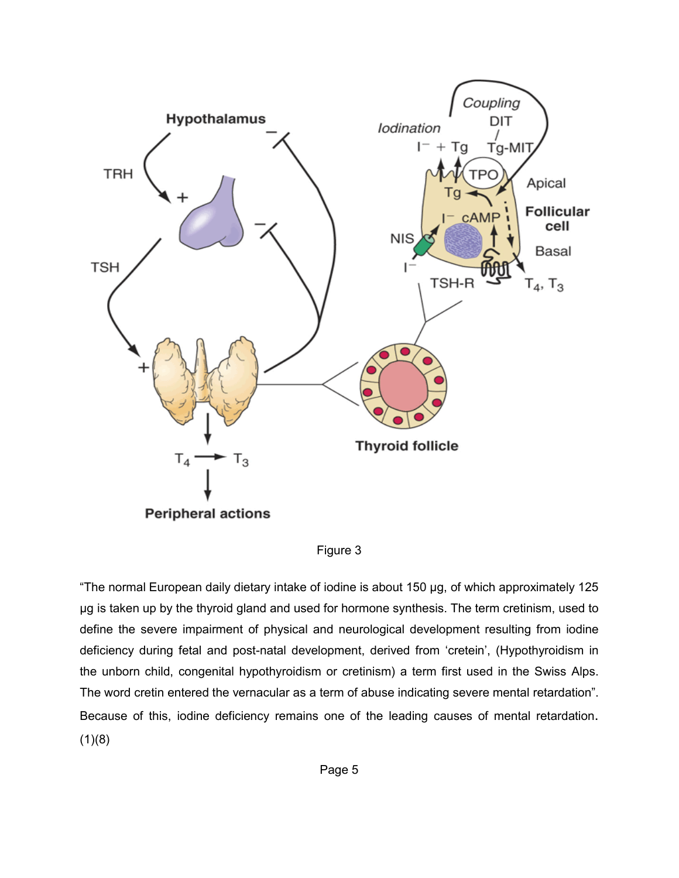Figure 3

"The normal European daily dietary intake of iodine is about 150 µg, of which approximately 125 µg is taken up by the thyroid gland and used for hormone synthesis. The term cretinism, used to define the severe impairment of physical and neurological development resulting from iodine deficiency during fetal and post-natal development, derived from 'cretein', (Hypothyroidism in the unborn child, congenital hypothyroidism or cretinism) a term first used in the Swiss Alps. The word cretin entered the vernacular as a term of abuse indicating severe mental retardation". Because of this, iodine deficiency remains one of the leading causes of mental retardation. (1)(8)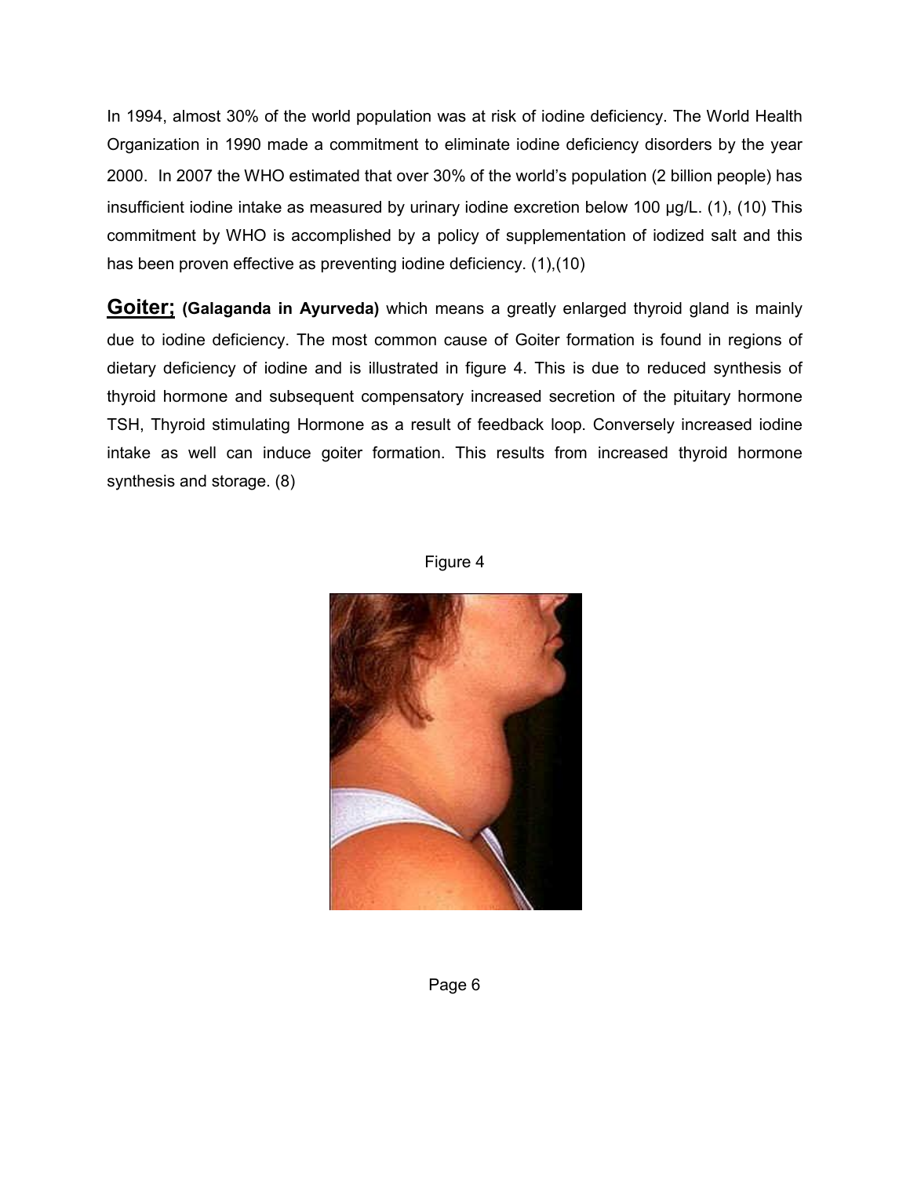In 1994, almost 30% of the world population was at risk of iodine deficiency. The World Health Organization in 1990 made a commitment to eliminate iodine deficiency disorders by the year 2000. In 2007 the WHO estimated that over 30% of the world's population (2 billion people) has insufficient iodine intake as measured by urinary iodine excretion below 100 µg/L. (1), (10) This commitment by WHO is accomplished by a policy of supplementation of iodized salt and this has been proven effective as preventing iodine deficiency. (1),(10)

**Goiter;** **(Galaganda in Ayurveda)** which means a greatly enlarged thyroid gland is mainly due to iodine deficiency. The most common cause of Goiter formation is found in regions of dietary deficiency of iodine and is illustrated in figure 4. This is due to reduced synthesis of thyroid hormone and subsequent compensatory increased secretion of the pituitary hormone TSH, Thyroid stimulating Hormone as a result of feedback loop. Conversely increased iodine intake as well can induce goiter formation. This results from increased thyroid hormone synthesis and storage. (8)

Figure 4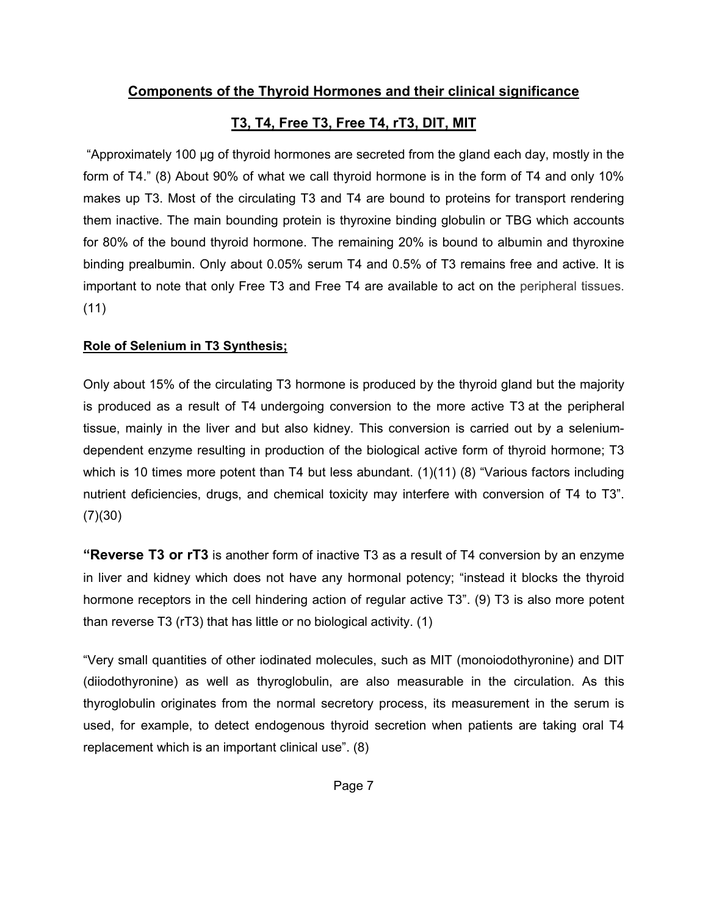## **Components of the Thyroid Hormones and their clinical significance**

## **T3, T4, Free T3, Free T4, rT3, DIT, MIT**

"Approximately 100 µg of thyroid hormones are secreted from the gland each day, mostly in the form of T4." (8) About 90% of what we call thyroid hormone is in the form of T4 and only 10% makes up T3. Most of the circulating T3 and T4 are bound to proteins for transport rendering them inactive. The main bounding protein is thyroxine binding globulin or TBG which accounts for 80% of the bound thyroid hormone. The remaining 20% is bound to albumin and thyroxine binding prealbumin. Only about 0.05% serum T4 and 0.5% of T3 remains free and active. It is important to note that only Free T3 and Free T4 are available to act on the peripheral tissues. (11)

**Role of Selenium in T3 Synthesis;**

Only about 15% of the circulating T3 hormone is produced by the thyroid gland but the majority is produced as a result of T4 undergoing conversion to the more active T3 at the peripheral tissue, mainly in the liver and but also kidney. This conversion is carried out by a selenium-dependent enzyme resulting in production of the biological active form of thyroid hormone; T3 which is 10 times more potent than T4 but less abundant. (1)(11) (8) "Various factors including nutrient deficiencies, drugs, and chemical toxicity may interfere with conversion of T4 to T3". (7)(30)

**"Reverse T3 or rT3** is another form of inactive T3 as a result of T4 conversion by an enzyme in liver and kidney which does not have any hormonal potency; "instead it blocks the thyroid hormone receptors in the cell hindering action of regular active T3". (9) T3 is also more potent than reverse T3 (rT3) that has little or no biological activity. (1)

"Very small quantities of other iodinated molecules, such as MIT (monoiodothyronine) and DIT (diiodothyronine) as well as thyroglobulin, are also measurable in the circulation. As this thyroglobulin originates from the normal secretory process, its measurement in the serum is used, for example, to detect endogenous thyroid secretion when patients are taking oral T4 replacement which is an important clinical use". (8)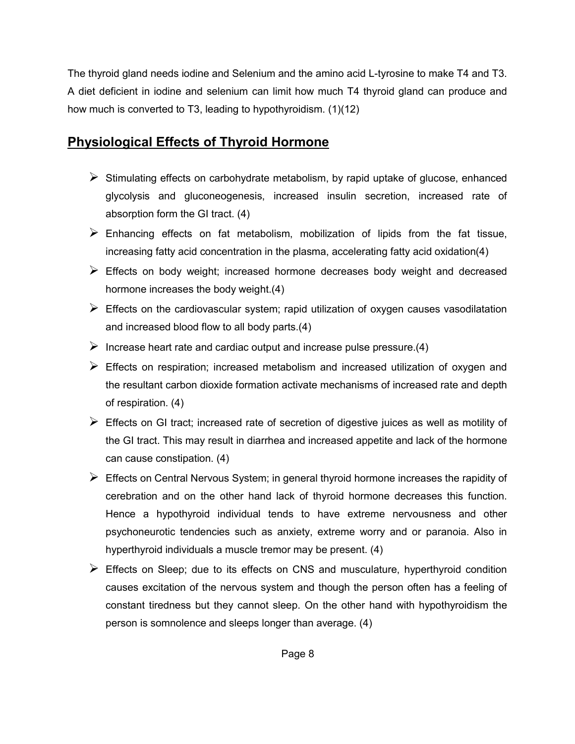The thyroid gland needs iodine and Selenium and the amino acid L-tyrosine to make T4 and T3. A diet deficient in iodine and selenium can limit how much T4 thyroid gland can produce and how much is converted to T3, leading to hypothyroidism. (1)(12)

## Physiological Effects of Thyroid Hormone

- Stimulating effects on carbohydrate metabolism, by rapid uptake of glucose, enhanced glycolysis and gluconeogenesis, increased insulin secretion, increased rate of absorption form the GI tract. (4)
- Enhancing effects on fat metabolism, mobilization of lipids from the fat tissue, increasing fatty acid concentration in the plasma, accelerating fatty acid oxidation(4)
- Effects on body weight; increased hormone decreases body weight and decreased hormone increases the body weight.(4)
- Effects on the cardiovascular system; rapid utilization of oxygen causes vasodilatation and increased blood flow to all body parts.(4)
- Increase heart rate and cardiac output and increase pulse pressure.(4)
- Effects on respiration; increased metabolism and increased utilization of oxygen and the resultant carbon dioxide formation activate mechanisms of increased rate and depth of respiration. (4)
- Effects on GI tract; increased rate of secretion of digestive juices as well as motility of the GI tract. This may result in diarrhea and increased appetite and lack of the hormone can cause constipation. (4)
- Effects on Central Nervous System; in general thyroid hormone increases the rapidity of cerebration and on the other hand lack of thyroid hormone decreases this function. Hence a hypothyroid individual tends to have extreme nervousness and other psychoneurotic tendencies such as anxiety, extreme worry and or paranoia. Also in hyperthyroid individuals a muscle tremor may be present. (4)
- Effects on Sleep; due to its effects on CNS and musculature, hyperthyroid condition causes excitation of the nervous system and though the person often has a feeling of constant tiredness but they cannot sleep. On the other hand with hypothyroidism the person is somnolence and sleeps longer than average. (4)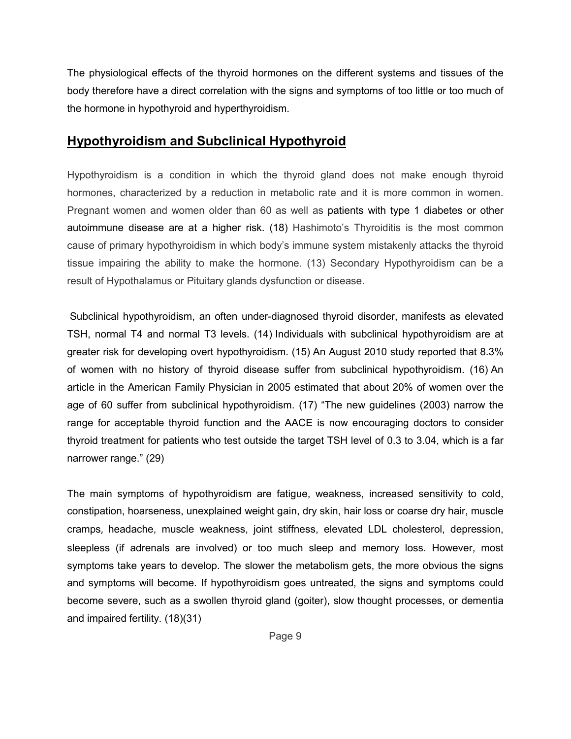The physiological effects of the thyroid hormones on the different systems and tissues of the body therefore have a direct correlation with the signs and symptoms of too little or too much of the hormone in hypothyroid and hyperthyroidism.

## Hypothyroidism and Subclinical Hypothyroid

Hypothyroidism is a condition in which the thyroid gland does not make enough thyroid hormones, characterized by a reduction in metabolic rate and it is more common in women. Pregnant women and women older than 60 as well as patients with type 1 diabetes or other autoimmune disease are at a higher risk. (18) Hashimoto's Thyroiditis is the most common cause of primary hypothyroidism in which body's immune system mistakenly attacks the thyroid tissue impairing the ability to make the hormone. (13) Secondary Hypothyroidism can be a result of Hypothalamus or Pituitary glands dysfunction or disease.

Subclinical hypothyroidism, an often under-diagnosed thyroid disorder, manifests as elevated TSH, normal T4 and normal T3 levels. (14) Individuals with subclinical hypothyroidism are at greater risk for developing overt hypothyroidism. (15) An August 2010 study reported that 8.3% of women with no history of thyroid disease suffer from subclinical hypothyroidism. (16) An article in the American Family Physician in 2005 estimated that about 20% of women over the age of 60 suffer from subclinical hypothyroidism. (17) "The new guidelines (2003) narrow the range for acceptable thyroid function and the AACE is now encouraging doctors to consider thyroid treatment for patients who test outside the target TSH level of 0.3 to 3.04, which is a far narrower range." (29)

The main symptoms of hypothyroidism are fatigue, weakness, increased sensitivity to cold, constipation, hoarseness, unexplained weight gain, dry skin, hair loss or coarse dry hair, muscle cramps, headache, muscle weakness, joint stiffness, elevated LDL cholesterol, depression, sleepless (if adrenals are involved) or too much sleep and memory loss. However, most symptoms take years to develop. The slower the metabolism gets, the more obvious the signs and symptoms will become. If hypothyroidism goes untreated, the signs and symptoms could become severe, such as a swollen thyroid gland (goiter), slow thought processes, or dementia and impaired fertility. (18)(31)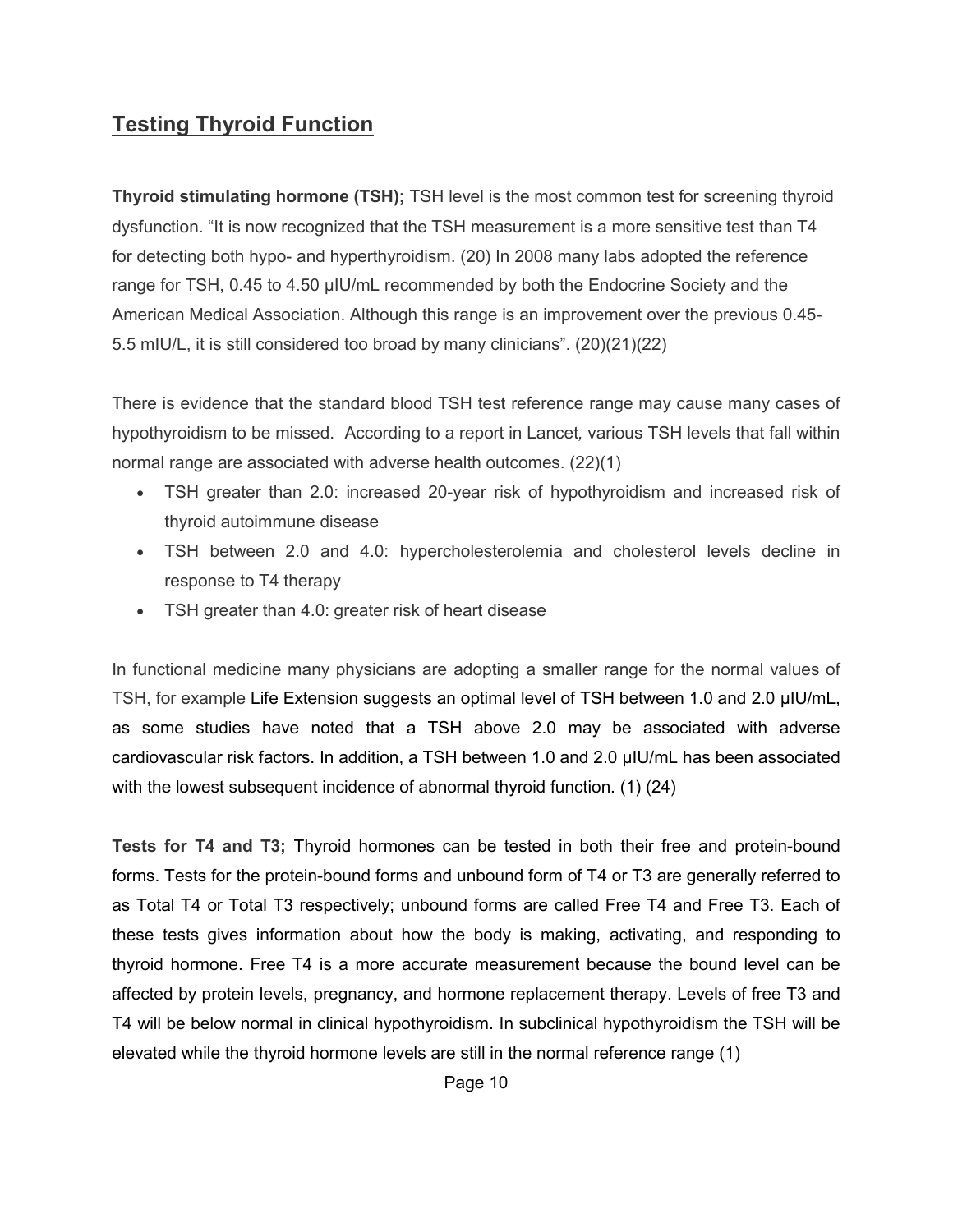## Testing Thyroid Function

**Thyroid stimulating hormone (TSH);** TSH level is the most common test for screening thyroid dysfunction. "It is now recognized that the TSH measurement is a more sensitive test than T4 for detecting both hypo- and hyperthyroidism. (20) In 2008 many labs adopted the reference range for TSH, 0.45 to 4.50 µIU/mL recommended by both the Endocrine Society and the American Medical Association. Although this range is an improvement over the previous 0.45-5.5 mIU/L, it is still considered too broad by many clinicians". (20)(21)(22)

There is evidence that the standard blood TSH test reference range may cause many cases of hypothyroidism to be missed. According to a report in Lancet*,* various TSH levels that fall within normal range are associated with adverse health outcomes. (22)(1)

- TSH greater than 2.0: increased 20-year risk of hypothyroidism and increased risk of thyroid autoimmune disease
- TSH between 2.0 and 4.0: hypercholesterolemia and cholesterol levels decline in response to T4 therapy
- TSH greater than 4.0: greater risk of heart disease

In functional medicine many physicians are adopting a smaller range for the normal values of TSH, for example Life Extension suggests an optimal level of TSH between 1.0 and 2.0 µIU/mL, as some studies have noted that a TSH above 2.0 may be associated with adverse cardiovascular risk factors. In addition, a TSH between 1.0 and 2.0 µIU/mL has been associated with the lowest subsequent incidence of abnormal thyroid function. (1) (24)

**Tests for T4 and T3;** Thyroid hormones can be tested in both their free and protein-bound forms. Tests for the protein-bound forms and unbound form of T4 or T3 are generally referred to as Total T4 or Total T3 respectively; unbound forms are called Free T4 and Free T3. Each of these tests gives information about how the body is making, activating, and responding to thyroid hormone. Free T4 is a more accurate measurement because the bound level can be affected by protein levels, pregnancy, and hormone replacement therapy. Levels of free T3 and T4 will be below normal in clinical hypothyroidism. In subclinical hypothyroidism the TSH will be elevated while the thyroid hormone levels are still in the normal reference range (1)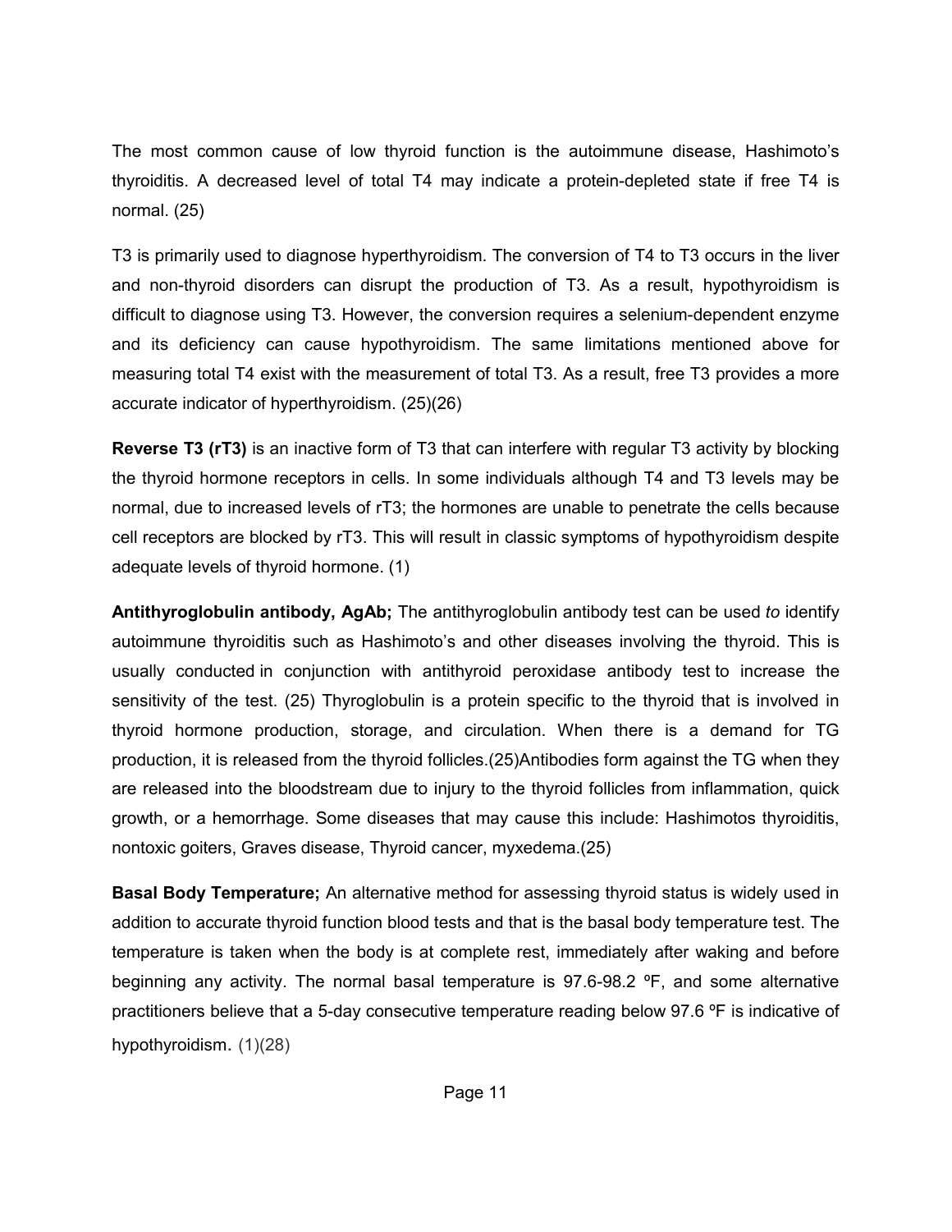The most common cause of low thyroid function is the autoimmune disease, Hashimoto's thyroiditis. A decreased level of total T4 may indicate a protein-depleted state if free T4 is normal. (25)

T3 is primarily used to diagnose hyperthyroidism. The conversion of T4 to T3 occurs in the liver and non-thyroid disorders can disrupt the production of T3. As a result, hypothyroidism is difficult to diagnose using T3. However, the conversion requires a selenium-dependent enzyme and its deficiency can cause hypothyroidism. The same limitations mentioned above for measuring total T4 exist with the measurement of total T3. As a result, free T3 provides a more accurate indicator of hyperthyroidism. (25)(26)

**Reverse T3 (rT3)** is an inactive form of T3 that can interfere with regular T3 activity by blocking the thyroid hormone receptors in cells. In some individuals although T4 and T3 levels may be normal, due to increased levels of rT3; the hormones are unable to penetrate the cells because cell receptors are blocked by rT3. This will result in classic symptoms of hypothyroidism despite adequate levels of thyroid hormone. (1)

**Antithyroglobulin antibody, AgAb;** The antithyroglobulin antibody test can be used *to* identify autoimmune thyroiditis such as Hashimoto's and other diseases involving the thyroid. This is usually conducted in conjunction with antithyroid peroxidase antibody test to increase the sensitivity of the test. (25) Thyroglobulin is a protein specific to the thyroid that is involved in thyroid hormone production, storage, and circulation. When there is a demand for TG production, it is released from the thyroid follicles.(25)Antibodies form against the TG when they are released into the bloodstream due to injury to the thyroid follicles from inflammation, quick growth, or a hemorrhage. Some diseases that may cause this include: Hashimotos thyroiditis, nontoxic goiters, Graves disease, Thyroid cancer, myxedema.(25)

**Basal Body Temperature;** An alternative method for assessing thyroid status is widely used in addition to accurate thyroid function blood tests and that is the basal body temperature test. The temperature is taken when the body is at complete rest, immediately after waking and before beginning any activity. The normal basal temperature is 97.6-98.2 ºF, and some alternative practitioners believe that a 5-day consecutive temperature reading below 97.6 ºF is indicative of hypothyroidism. (1)(28)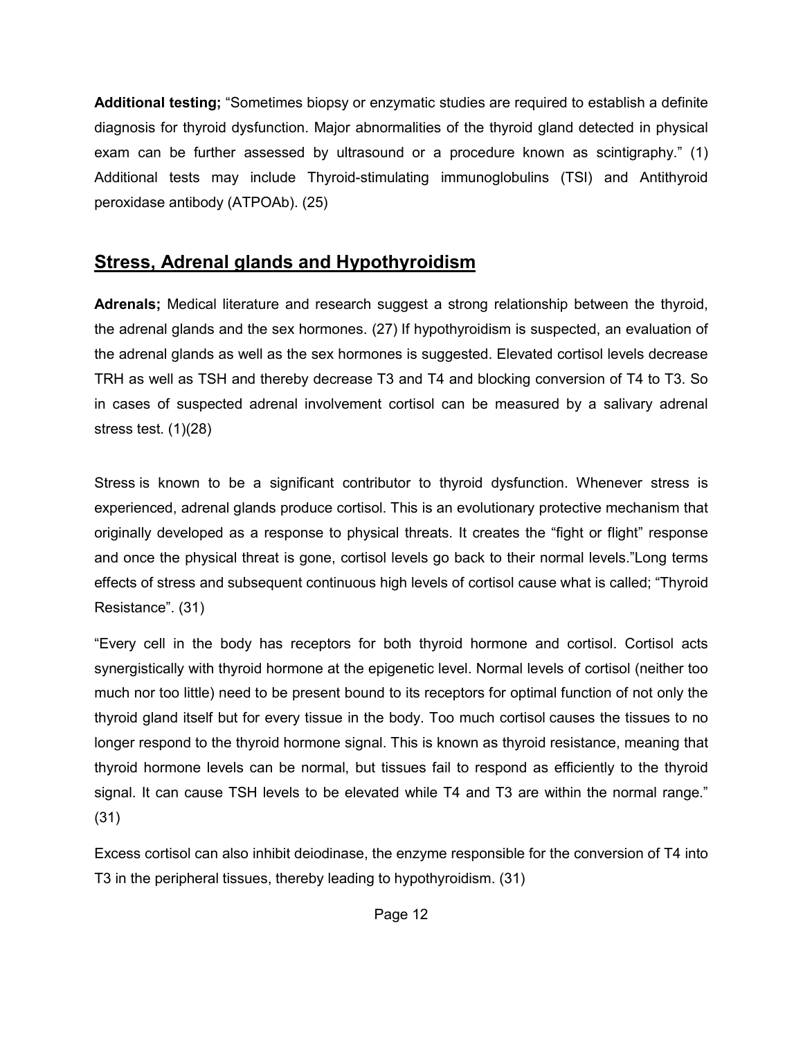**Additional testing;** "Sometimes biopsy or enzymatic studies are required to establish a definite diagnosis for thyroid dysfunction. Major abnormalities of the thyroid gland detected in physical exam can be further assessed by ultrasound or a procedure known as scintigraphy." (1) Additional tests may include Thyroid-stimulating immunoglobulins (TSI) and Antithyroid peroxidase antibody (ATPOAb). (25)

## Stress, Adrenal glands and Hypothyroidism

**Adrenals;** Medical literature and research suggest a strong relationship between the thyroid, the adrenal glands and the sex hormones. (27) If hypothyroidism is suspected, an evaluation of the adrenal glands as well as the sex hormones is suggested. Elevated cortisol levels decrease TRH as well as TSH and thereby decrease T3 and T4 and blocking conversion of T4 to T3. So in cases of suspected adrenal involvement cortisol can be measured by a salivary adrenal stress test. (1)(28)

Stress is known to be a significant contributor to thyroid dysfunction. Whenever stress is experienced, adrenal glands produce cortisol. This is an evolutionary protective mechanism that originally developed as a response to physical threats. It creates the "fight or flight" response and once the physical threat is gone, cortisol levels go back to their normal levels."Long terms effects of stress and subsequent continuous high levels of cortisol cause what is called; "Thyroid Resistance". (31)

"Every cell in the body has receptors for both thyroid hormone and cortisol. Cortisol acts synergistically with thyroid hormone at the epigenetic level. Normal levels of cortisol (neither too much nor too little) need to be present bound to its receptors for optimal function of not only the thyroid gland itself but for every tissue in the body. Too much cortisol causes the tissues to no longer respond to the thyroid hormone signal. This is known as thyroid resistance, meaning that thyroid hormone levels can be normal, but tissues fail to respond as efficiently to the thyroid signal. It can cause TSH levels to be elevated while T4 and T3 are within the normal range." (31)

Excess cortisol can also inhibit deiodinase, the enzyme responsible for the conversion of T4 into T3 in the peripheral tissues, thereby leading to hypothyroidism. (31)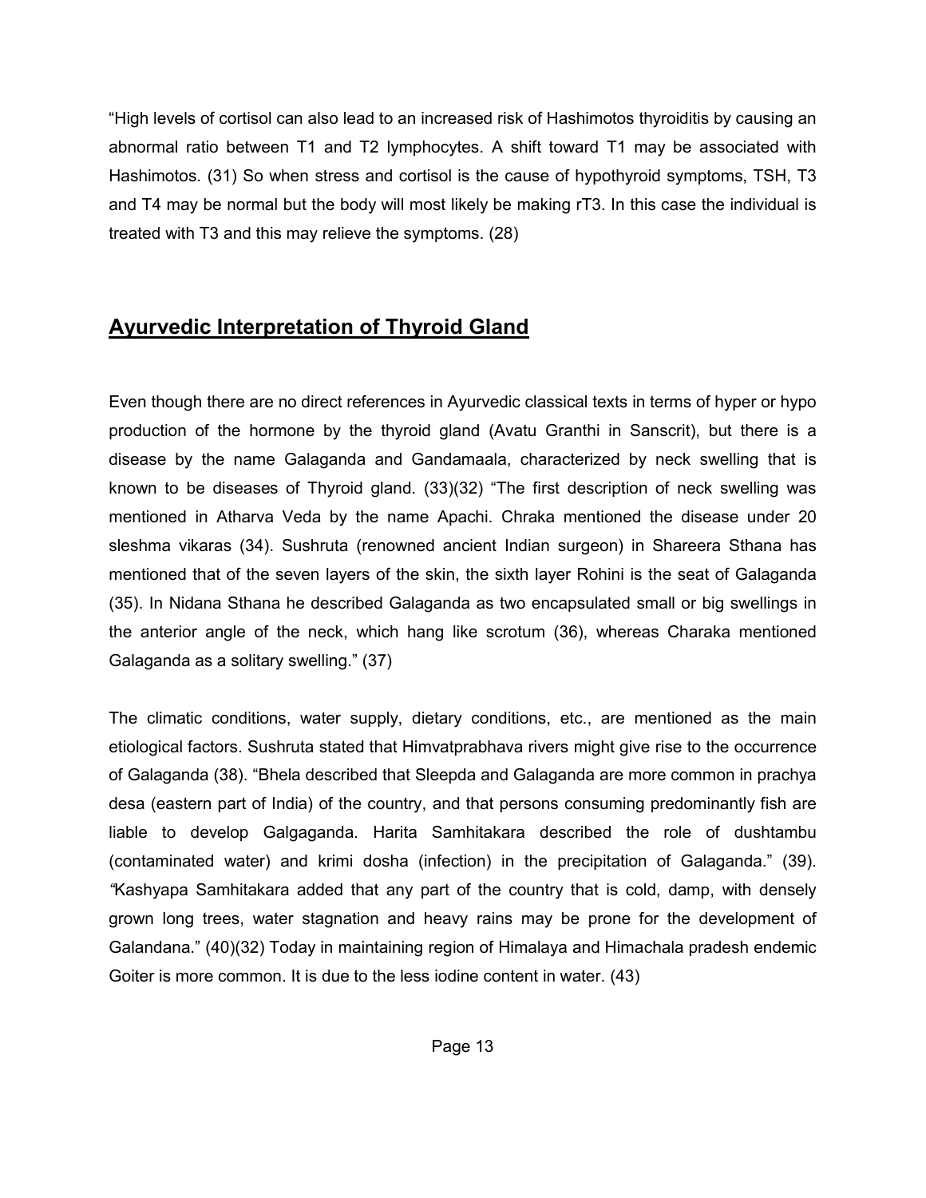“High levels of cortisol can also lead to an increased risk of Hashimotos thyroiditis by causing an abnormal ratio between T1 and T2 lymphocytes. A shift toward T1 may be associated with Hashimotos. (31) So when stress and cortisol is the cause of hypothyroid symptoms, TSH, T3 and T4 may be normal but the body will most likely be making rT3. In this case the individual is treated with T3 and this may relieve the symptoms. (28)

## Ayurvedic Interpretation of Thyroid Gland

Even though there are no direct references in Ayurvedic classical texts in terms of hyper or hypo production of the hormone by the thyroid gland (Avatu Granthi in Sanscrit), but there is a disease by the name Galaganda and Gandamaala, characterized by neck swelling that is known to be diseases of Thyroid gland. (33)(32) “The first description of neck swelling was mentioned in Atharva Veda by the name Apachi. Chraka mentioned the disease under 20 sleshma vikaras (34). Sushruta (renowned ancient Indian surgeon) in Shareera Sthana has mentioned that of the seven layers of the skin, the sixth layer Rohini is the seat of Galaganda (35). In Nidana Sthana he described Galaganda as two encapsulated small or big swellings in the anterior angle of the neck, which hang like scrotum (36), whereas Charaka mentioned Galaganda as a solitary swelling.” (37)

The climatic conditions, water supply, dietary conditions, etc., are mentioned as the main etiological factors. Sushruta stated that Himvatprabhava rivers might give rise to the occurrence of Galaganda (38). “Bhela described that Sleepda and Galaganda are more common in prachya desa (eastern part of India) of the country, and that persons consuming predominantly fish are liable to develop Galgaganda. Harita Samhitakara described the role of dushtambu (contaminated water) and krimi dosha (infection) in the precipitation of Galaganda.” (39). “Kashyapa Samhitakara added that any part of the country that is cold, damp, with densely grown long trees, water stagnation and heavy rains may be prone for the development of Galandana.” (40)(32) Today in maintaining region of Himalaya and Himachala pradesh endemic Goiter is more common. It is due to the less iodine content in water. (43)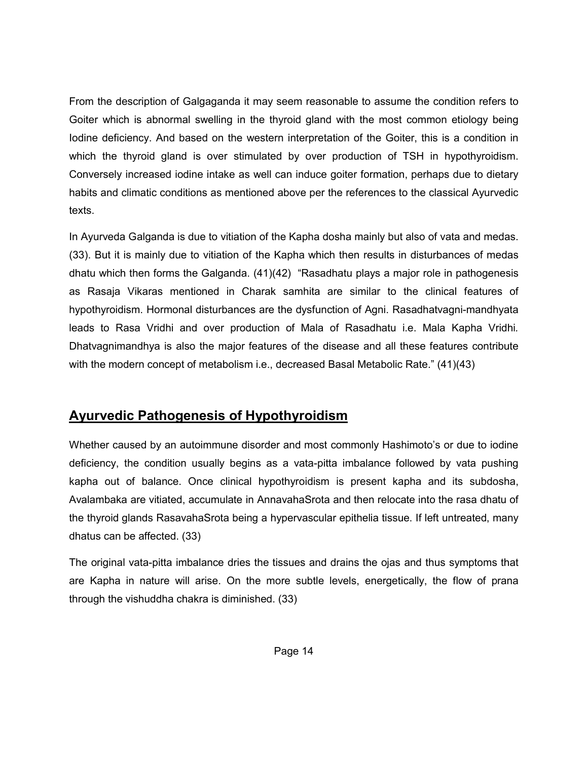From the description of Galgaganda it may seem reasonable to assume the condition refers to Goiter which is abnormal swelling in the thyroid gland with the most common etiology being Iodine deficiency. And based on the western interpretation of the Goiter, this is a condition in which the thyroid gland is over stimulated by over production of TSH in hypothyroidism. Conversely increased iodine intake as well can induce goiter formation, perhaps due to dietary habits and climatic conditions as mentioned above per the references to the classical Ayurvedic texts.

In Ayurveda Galganda is due to vitiation of the Kapha dosha mainly but also of vata and medas. (33). But it is mainly due to vitiation of the Kapha which then results in disturbances of medas dhatu which then forms the Galganda. (41)(42) "Rasadhatu plays a major role in pathogenesis as Rasaja Vikaras mentioned in Charak samhita are similar to the clinical features of hypothyroidism. Hormonal disturbances are the dysfunction of Agni. Rasadhatvagni-mandhyata leads to Rasa Vridhi and over production of Mala of Rasadhatu i.e. Mala Kapha Vridhi. Dhatvagnimandhya is also the major features of the disease and all these features contribute with the modern concept of metabolism i.e., decreased Basal Metabolic Rate." (41)(43)

## Ayurvedic Pathogenesis of Hypothyroidism

Whether caused by an autoimmune disorder and most commonly Hashimoto's or due to iodine deficiency, the condition usually begins as a vata-pitta imbalance followed by vata pushing kapha out of balance. Once clinical hypothyroidism is present kapha and its subdosha, Avalambaka are vitiated, accumulate in AnnavahaSrota and then relocate into the rasa dhatu of the thyroid glands RasavahaSrota being a hypervascular epithelia tissue. If left untreated, many dhatus can be affected. (33)

The original vata-pitta imbalance dries the tissues and drains the ojas and thus symptoms that are Kapha in nature will arise. On the more subtle levels, energetically, the flow of prana through the vishuddha chakra is diminished. (33)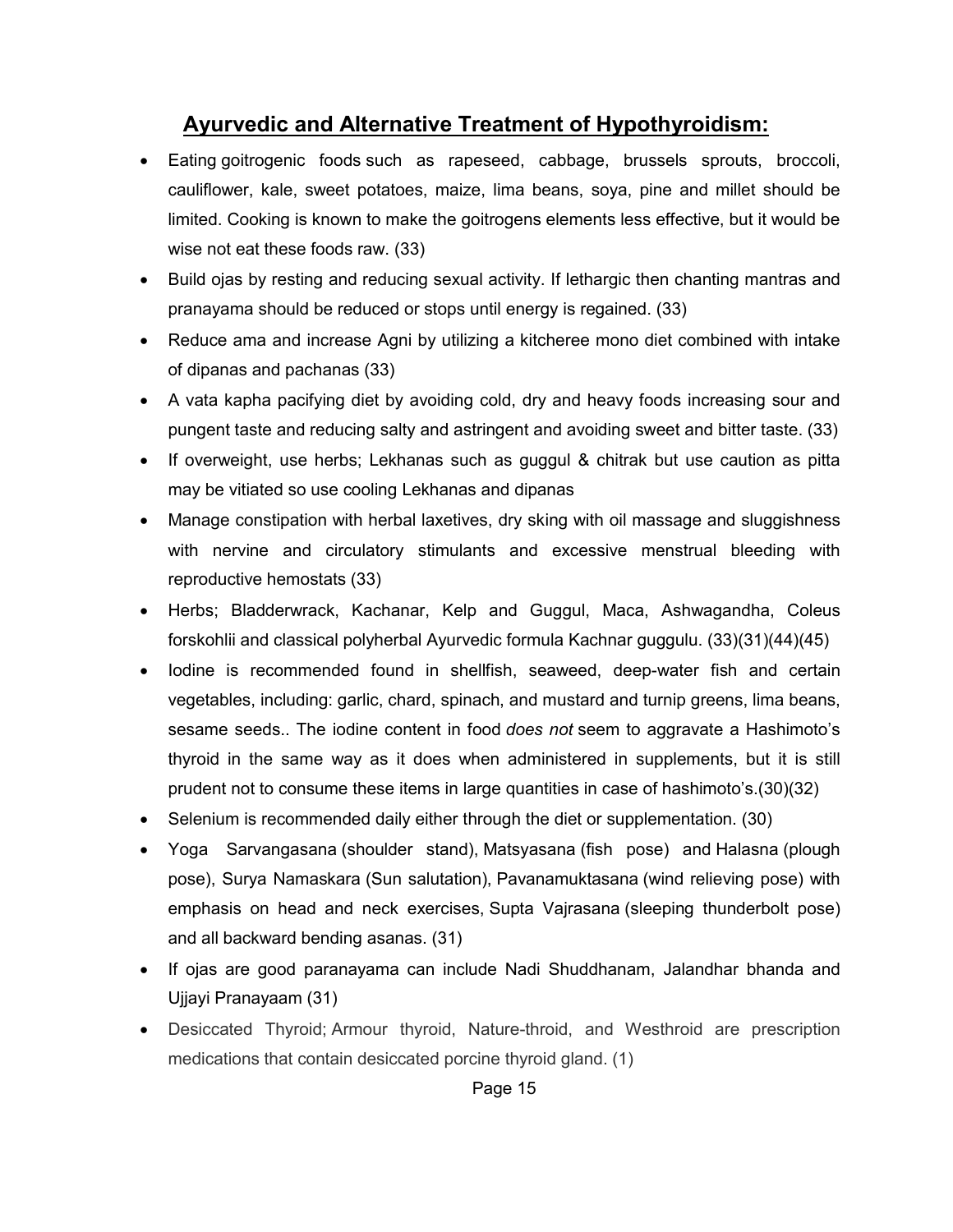## Ayurvedic and Alternative Treatment of Hypothyroidism:

- Eating goitrogenic foods such as rapeseed, cabbage, brussels sprouts, broccoli, cauliflower, kale, sweet potatoes, maize, lima beans, soya, pine and millet should be limited. Cooking is known to make the goitrogens elements less effective, but it would be wise not eat these foods raw. (33)
- Build ojas by resting and reducing sexual activity. If lethargic then chanting mantras and pranayama should be reduced or stops until energy is regained. (33)
- Reduce ama and increase Agni by utilizing a kitcheree mono diet combined with intake of dipanas and pachanas (33)
- A vata kapha pacifying diet by avoiding cold, dry and heavy foods increasing sour and pungent taste and reducing salty and astringent and avoiding sweet and bitter taste. (33)
- If overweight, use herbs; Lekhanas such as guggul & chitrak but use caution as pitta may be vitiated so use cooling Lekhanas and dipanas
- Manage constipation with herbal laxetives, dry sking with oil massage and sluggishness with nervine and circulatory stimulants and excessive menstrual bleeding with reproductive hemostats (33)
- Herbs; Bladderwrack, Kachanar, Kelp and Guggul, Maca, Ashwagandha, Coleus forskohlii and classical polyherbal Ayurvedic formula Kachnar guggulu. (33)(31)(44)(45)
- Iodine is recommended found in shellfish, seaweed, deep-water fish and certain vegetables, including: garlic, chard, spinach, and mustard and turnip greens, lima beans, sesame seeds.. The iodine content in food *does not* seem to aggravate a Hashimoto's thyroid in the same way as it does when administered in supplements, but it is still prudent not to consume these items in large quantities in case of hashimoto's.(30)(32)
- Selenium is recommended daily either through the diet or supplementation. (30)
- Yoga Sarvangasana (shoulder stand), Matsyasana (fish pose) and Halasna (plough pose), Surya Namaskara (Sun salutation), Pavanamuktasana (wind relieving pose) with emphasis on head and neck exercises, Supta Vajrasana (sleeping thunderbolt pose) and all backward bending asanas. (31)
- If ojas are good paranayama can include Nadi Shuddhanam, Jalandhar bhanda and Ujjayi Pranayaam (31)
- Desiccated Thyroid; Armour thyroid, Nature-throid, and Westhroid are prescription medications that contain desiccated porcine thyroid gland. (1)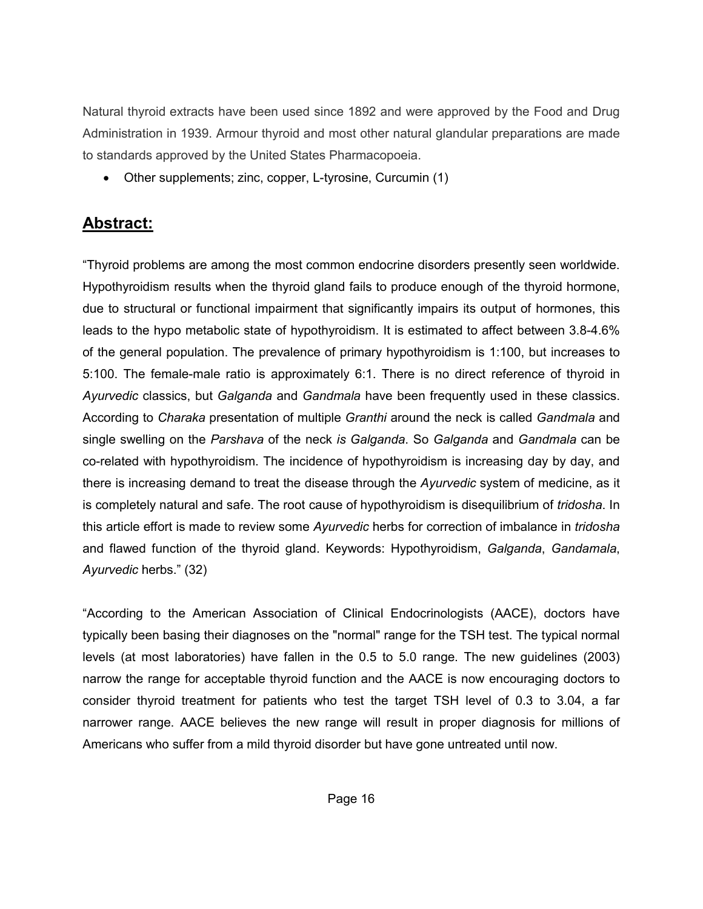Natural thyroid extracts have been used since 1892 and were approved by the Food and Drug Administration in 1939. Armour thyroid and most other natural glandular preparations are made to standards approved by the United States Pharmacopoeia.

- Other supplements; zinc, copper, L-tyrosine, Curcumin (1)

## **Abstract:**

"Thyroid problems are among the most common endocrine disorders presently seen worldwide. Hypothyroidism results when the thyroid gland fails to produce enough of the thyroid hormone, due to structural or functional impairment that significantly impairs its output of hormones, this leads to the hypo metabolic state of hypothyroidism. It is estimated to affect between 3.8-4.6% of the general population. The prevalence of primary hypothyroidism is 1:100, but increases to 5:100. The female-male ratio is approximately 6:1. There is no direct reference of thyroid in *Ayurvedic* classics, but *Galganda* and *Gandmala* have been frequently used in these classics. According to *Charaka* presentation of multiple *Granthi* around the neck is called *Gandmala* and single swelling on the *Parshava* of the neck *is Galganda*. So *Galganda* and *Gandmala* can be co-related with hypothyroidism. The incidence of hypothyroidism is increasing day by day, and there is increasing demand to treat the disease through the *Ayurvedic* system of medicine, as it is completely natural and safe. The root cause of hypothyroidism is disequilibrium of *tridosha*. In this article effort is made to review some *Ayurvedic* herbs for correction of imbalance in *tridosha* and flawed function of the thyroid gland. Keywords: Hypothyroidism, *Galganda*, *Gandamala*, *Ayurvedic* herbs." (32)

"According to the American Association of Clinical Endocrinologists (AACE), doctors have typically been basing their diagnoses on the "normal" range for the TSH test. The typical normal levels (at most laboratories) have fallen in the 0.5 to 5.0 range. The new guidelines (2003) narrow the range for acceptable thyroid function and the AACE is now encouraging doctors to consider thyroid treatment for patients who test the target TSH level of 0.3 to 3.04, a far narrower range. AACE believes the new range will result in proper diagnosis for millions of Americans who suffer from a mild thyroid disorder but have gone untreated until now.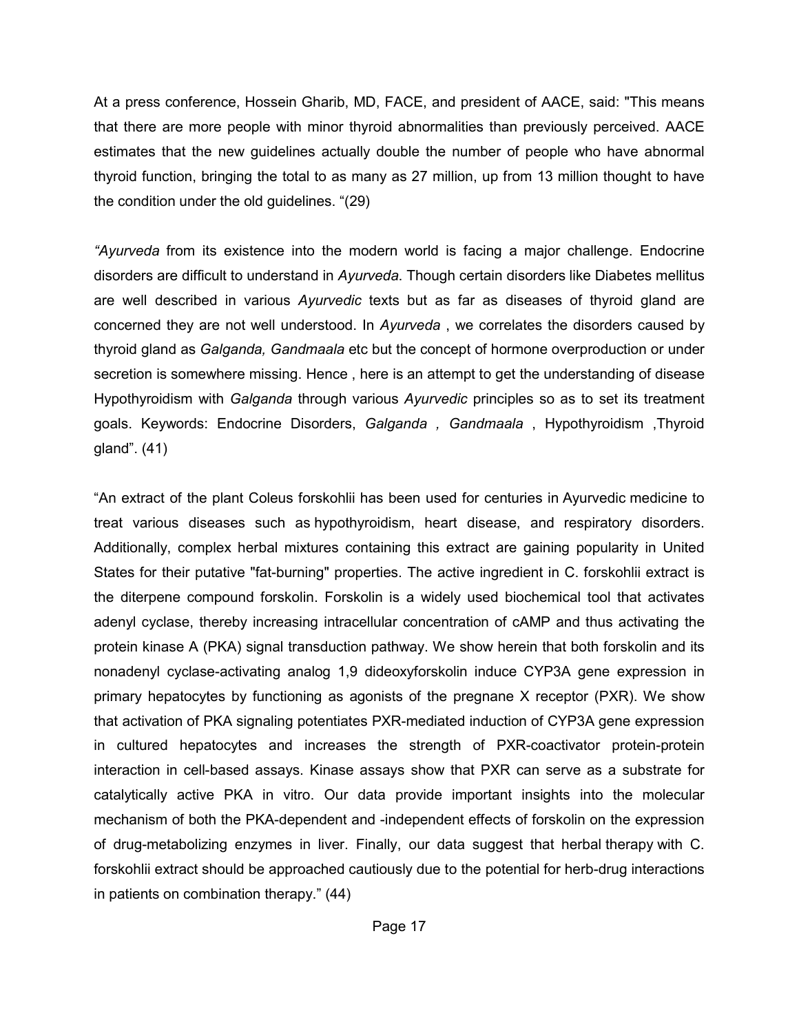At a press conference, Hossein Gharib, MD, FACE, and president of AACE, said: "This means that there are more people with minor thyroid abnormalities than previously perceived. AACE estimates that the new guidelines actually double the number of people who have abnormal thyroid function, bringing the total to as many as 27 million, up from 13 million thought to have the condition under the old guidelines. "(29)

*"Ayurveda* from its existence into the modern world is facing a major challenge. Endocrine disorders are difficult to understand in *Ayurveda*. Though certain disorders like Diabetes mellitus are well described in various *Ayurvedic* texts but as far as diseases of thyroid gland are concerned they are not well understood. In *Ayurveda* , we correlates the disorders caused by thyroid gland as *Galganda, Gandmaala* etc but the concept of hormone overproduction or under secretion is somewhere missing. Hence , here is an attempt to get the understanding of disease Hypothyroidism with *Galganda* through various *Ayurvedic* principles so as to set its treatment goals. Keywords: Endocrine Disorders, *Galganda , Gandmaala* , Hypothyroidism ,Thyroid gland". (41)

"An extract of the plant Coleus forskohlii has been used for centuries in Ayurvedic medicine to treat various diseases such as hypothyroidism, heart disease, and respiratory disorders. Additionally, complex herbal mixtures containing this extract are gaining popularity in United States for their putative "fat-burning" properties. The active ingredient in C. forskohlii extract is the diterpene compound forskolin. Forskolin is a widely used biochemical tool that activates adenyl cyclase, thereby increasing intracellular concentration of cAMP and thus activating the protein kinase A (PKA) signal transduction pathway. We show herein that both forskolin and its nonadenyl cyclase-activating analog 1,9 dideoxyforskolin induce CYP3A gene expression in primary hepatocytes by functioning as agonists of the pregnane X receptor (PXR). We show that activation of PKA signaling potentiates PXR-mediated induction of CYP3A gene expression in cultured hepatocytes and increases the strength of PXR-coactivator protein-protein interaction in cell-based assays. Kinase assays show that PXR can serve as a substrate for catalytically active PKA in vitro. Our data provide important insights into the molecular mechanism of both the PKA-dependent and -independent effects of forskolin on the expression of drug-metabolizing enzymes in liver. Finally, our data suggest that herbal therapy with C. forskohlii extract should be approached cautiously due to the potential for herb-drug interactions in patients on combination therapy." (44)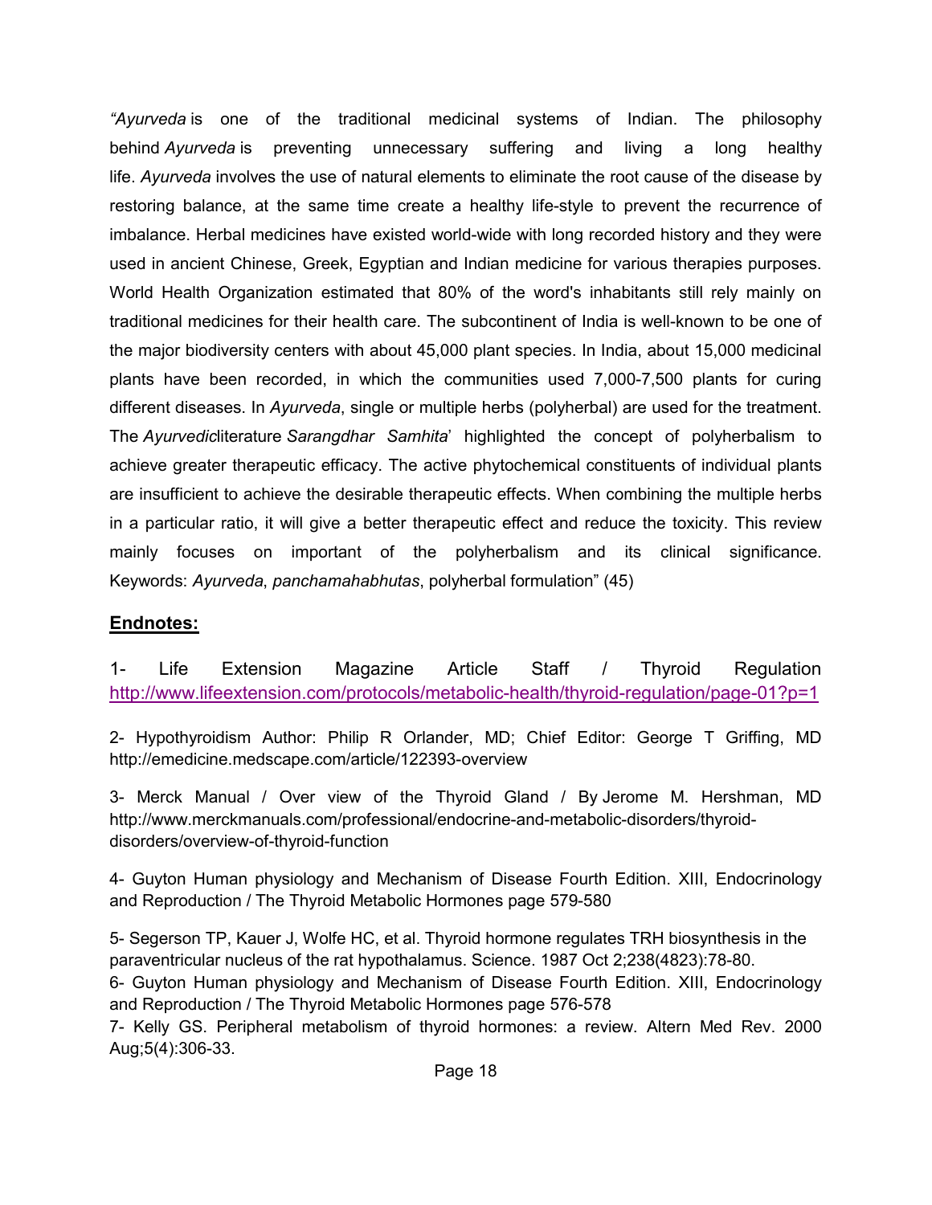*"Ayurveda* is one of the traditional medicinal systems of Indian. The philosophy behind *Ayurveda* is preventing unnecessary suffering and living a long healthy life. *Ayurveda* involves the use of natural elements to eliminate the root cause of the disease by restoring balance, at the same time create a healthy life-style to prevent the recurrence of imbalance. Herbal medicines have existed world-wide with long recorded history and they were used in ancient Chinese, Greek, Egyptian and Indian medicine for various therapies purposes. World Health Organization estimated that 80% of the word's inhabitants still rely mainly on traditional medicines for their health care. The subcontinent of India is well-known to be one of the major biodiversity centers with about 45,000 plant species. In India, about 15,000 medicinal plants have been recorded, in which the communities used 7,000-7,500 plants for curing different diseases. In *Ayurveda*, single or multiple herbs (polyherbal) are used for the treatment. The *Ayurvedic*literature *Sarangdhar Samhita*' highlighted the concept of polyherbalism to achieve greater therapeutic efficacy. The active phytochemical constituents of individual plants are insufficient to achieve the desirable therapeutic effects. When combining the multiple herbs in a particular ratio, it will give a better therapeutic effect and reduce the toxicity. This review mainly focuses on important of the polyherbalism and its clinical significance. Keywords: *Ayurveda*, *panchamahabhutas*, polyherbal formulation" (45)

## Endnotes:

1- Life Extension Magazine Article Staff / Thyroid Regulation http://www.lifeextension.com/protocols/metabolic-health/thyroid-regulation/page-01?p=1

2- Hypothyroidism Author: Philip R Orlander, MD; Chief Editor: George T Griffing, MD http://emedicine.medscape.com/article/122393-overview

3- Merck Manual / Over view of the Thyroid Gland / By Jerome M. Hershman, MD http://www.merckmanuals.com/professional/endocrine-and-metabolic-disorders/thyroid-disorders/overview-of-thyroid-function

4- Guyton Human physiology and Mechanism of Disease Fourth Edition. XIII, Endocrinology and Reproduction / The Thyroid Metabolic Hormones page 579-580

5- Segerson TP, Kauer J, Wolfe HC, et al. Thyroid hormone regulates TRH biosynthesis in the paraventricular nucleus of the rat hypothalamus. Science. 1987 Oct 2;238(4823):78-80.

6- Guyton Human physiology and Mechanism of Disease Fourth Edition. XIII, Endocrinology and Reproduction / The Thyroid Metabolic Hormones page 576-578

7- Kelly GS. Peripheral metabolism of thyroid hormones: a review. Altern Med Rev. 2000 Aug;5(4):306-33.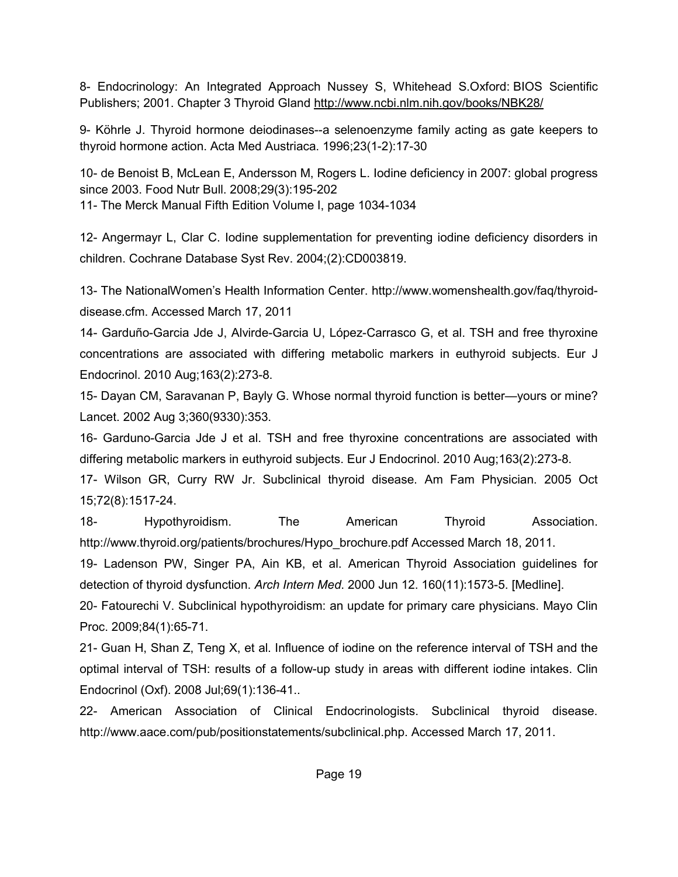8- Endocrinology: An Integrated Approach Nussey S, Whitehead S.Oxford: BIOS Scientific Publishers; 2001. Chapter 3 Thyroid Gland http://www.ncbi.nlm.nih.gov/books/NBK28/

9- Köhrle J. Thyroid hormone deiodinases--a selenoenzyme family acting as gate keepers to thyroid hormone action. Acta Med Austriaca. 1996;23(1-2):17-30

10- de Benoist B, McLean E, Andersson M, Rogers L. Iodine deficiency in 2007: global progress since 2003. Food Nutr Bull. 2008;29(3):195-202

11- The Merck Manual Fifth Edition Volume I, page 1034-1034

12- Angermayr L, Clar C. Iodine supplementation for preventing iodine deficiency disorders in children. Cochrane Database Syst Rev. 2004;(2):CD003819.

13- The NationalWomen's Health Information Center. http://www.womenshealth.gov/faq/thyroid-disease.cfm. Accessed March 17, 2011

14- Garduño-Garcia Jde J, Alvirde-Garcia U, López-Carrasco G, et al. TSH and free thyroxine concentrations are associated with differing metabolic markers in euthyroid subjects. Eur J Endocrinol. 2010 Aug;163(2):273-8.

15- Dayan CM, Saravanan P, Bayly G. Whose normal thyroid function is better—yours or mine? Lancet. 2002 Aug 3;360(9330):353.

16- Garduno-Garcia Jde J et al. TSH and free thyroxine concentrations are associated with differing metabolic markers in euthyroid subjects. Eur J Endocrinol. 2010 Aug;163(2):273-8.

17- Wilson GR, Curry RW Jr. Subclinical thyroid disease. Am Fam Physician. 2005 Oct 15;72(8):1517-24.

18- Hypothyroidism. The American Thyroid Association. http://www.thyroid.org/patients/brochures/Hypo_brochure.pdf Accessed March 18, 2011.

19- Ladenson PW, Singer PA, Ain KB, et al. American Thyroid Association guidelines for detection of thyroid dysfunction. *Arch Intern Med*. 2000 Jun 12. 160(11):1573-5. [Medline].

20- Fatourechi V. Subclinical hypothyroidism: an update for primary care physicians. Mayo Clin Proc. 2009;84(1):65-71.

21- Guan H, Shan Z, Teng X, et al. Influence of iodine on the reference interval of TSH and the optimal interval of TSH: results of a follow-up study in areas with different iodine intakes. Clin Endocrinol (Oxf). 2008 Jul;69(1):136-41..

22- American Association of Clinical Endocrinologists. Subclinical thyroid disease. http://www.aace.com/pub/positionstatements/subclinical.php. Accessed March 17, 2011.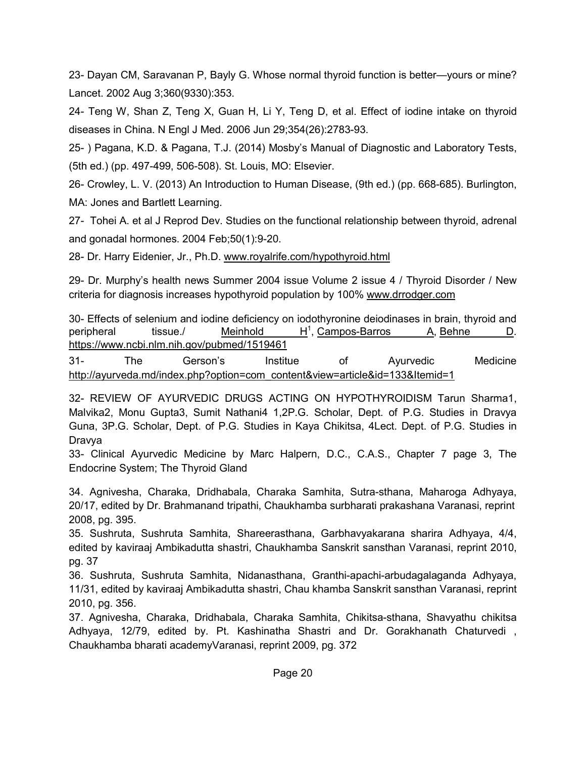23- Dayan CM, Saravanan P, Bayly G. Whose normal thyroid function is better—yours or mine? Lancet. 2002 Aug 3;360(9330):353.

24- Teng W, Shan Z, Teng X, Guan H, Li Y, Teng D, et al. Effect of iodine intake on thyroid diseases in China. N Engl J Med. 2006 Jun 29;354(26):2783-93.

25- ) Pagana, K.D. & Pagana, T.J. (2014) Mosby's Manual of Diagnostic and Laboratory Tests, (5th ed.) (pp. 497-499, 506-508). St. Louis, MO: Elsevier.

26- Crowley, L. V. (2013) An Introduction to Human Disease, (9th ed.) (pp. 668-685). Burlington, MA: Jones and Bartlett Learning.

27- Tohei A. et al J Reprod Dev. Studies on the functional relationship between thyroid, adrenal and gonadal hormones. 2004 Feb;50(1):9-20.

28- Dr. Harry Eidenier, Jr., Ph.D. www.royalrife.com/hypothyroid.html

29- Dr. Murphy's health news Summer 2004 issue Volume 2 issue 4 / Thyroid Disorder / New criteria for diagnosis increases hypothyroid population by 100% www.drrodger.com

30- Effects of selenium and iodine deficiency on iodothyronine deiodinases in brain, thyroid and peripheral tissue./ Meinhold H[1], Campos-Barros A, Behne D. https://www.ncbi.nlm.nih.gov/pubmed/1519461

31- The Gerson's Institue of Ayurvedic Medicine http://ayurveda.md/index.php?option=com_content&view=article&id=133&Itemid=1

32- REVIEW OF AYURVEDIC DRUGS ACTING ON HYPOTHYROIDISM Tarun Sharma1, Malvika2, Monu Gupta3, Sumit Nathani4 1,2P.G. Scholar, Dept. of P.G. Studies in Dravya Guna, 3P.G. Scholar, Dept. of P.G. Studies in Kaya Chikitsa, 4Lect. Dept. of P.G. Studies in Dravya

33- Clinical Ayurvedic Medicine by Marc Halpern, D.C., C.A.S., Chapter 7 page 3, The Endocrine System; The Thyroid Gland

34. Agnivesha, Charaka, Dridhabala, Charaka Samhita, Sutra-sthana, Maharoga Adhyaya, 20/17, edited by Dr. Brahmanand tripathi, Chaukhamba surbharati prakashana Varanasi, reprint 2008, pg. 395.

35. Sushruta, Sushruta Samhita, Shareerasthana, Garbhavyakarana sharira Adhyaya, 4/4, edited by kaviraaj Ambikadutta shastri, Chaukhamba Sanskrit sansthan Varanasi, reprint 2010, pg. 37

36. Sushruta, Sushruta Samhita, Nidanasthana, Granthi-apachi-arbudagalaganda Adhyaya, 11/31, edited by kaviraaj Ambikadutta shastri, Chau khamba Sanskrit sansthan Varanasi, reprint 2010, pg. 356.

37. Agnivesha, Charaka, Dridhabala, Charaka Samhita, Chikitsa-sthana, Shavyathu chikitsa Adhyaya, 12/79, edited by. Pt. Kashinatha Shastri and Dr. Gorakhanath Chaturvedi , Chaukhamba bharati academyVaranasi, reprint 2009, pg. 372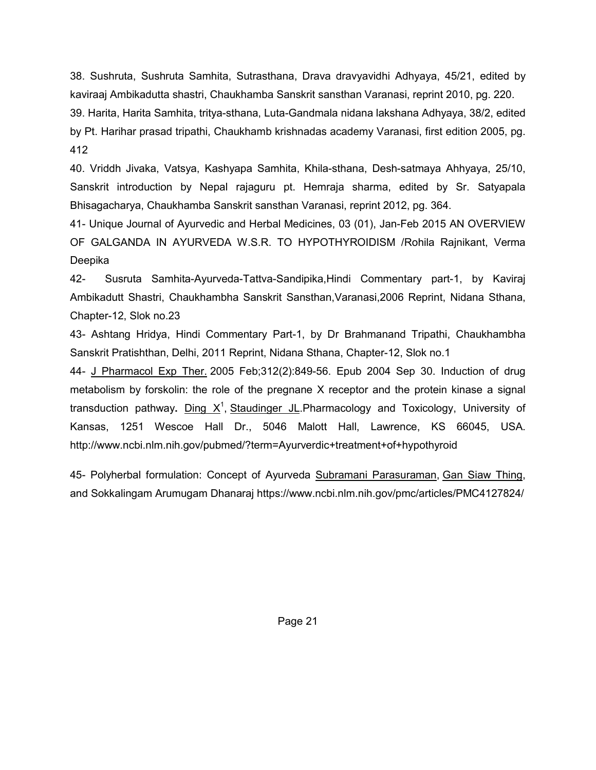38. Sushruta, Sushruta Samhita, Sutrasthana, Drava dravyavidhi Adhyaya, 45/21, edited by kaviraaj Ambikadutta shastri, Chaukhamba Sanskrit sansthan Varanasi, reprint 2010, pg. 220.

39. Harita, Harita Samhita, tritya-sthana, Luta-Gandmala nidana lakshana Adhyaya, 38/2, edited by Pt. Harihar prasad tripathi, Chaukhamb krishnadas academy Varanasi, first edition 2005, pg. 412

40. Vriddh Jivaka, Vatsya, Kashyapa Samhita, Khila-sthana, Desh-satmaya Ahhyaya, 25/10, Sanskrit introduction by Nepal rajaguru pt. Hemraja sharma, edited by Sr. Satyapala Bhisagacharya, Chaukhamba Sanskrit sansthan Varanasi, reprint 2012, pg. 364.

41- Unique Journal of Ayurvedic and Herbal Medicines, 03 (01), Jan-Feb 2015 AN OVERVIEW OF GALGANDA IN AYURVEDA W.S.R. TO HYPOTHYROIDISM /Rohila Rajnikant, Verma Deepika

42- Susruta Samhita-Ayurveda-Tattva-Sandipika,Hindi Commentary part-1, by Kaviraj Ambikadutt Shastri, Chaukhambha Sanskrit Sansthan,Varanasi,2006 Reprint, Nidana Sthana, Chapter-12, Slok no.23

43- Ashtang Hridya, Hindi Commentary Part-1, by Dr Brahmanand Tripathi, Chaukhambha Sanskrit Pratishthan, Delhi, 2011 Reprint, Nidana Sthana, Chapter-12, Slok no.1

44- J Pharmacol Exp Ther. 2005 Feb;312(2):849-56. Epub 2004 Sep 30. Induction of drug metabolism by forskolin: the role of the pregnane X receptor and the protein kinase a signal transduction pathway**.** Ding X[1], Staudinger JL.Pharmacology and Toxicology, University of Kansas, 1251 Wescoe Hall Dr., 5046 Malott Hall, Lawrence, KS 66045, USA. http://www.ncbi.nlm.nih.gov/pubmed/?term=Ayurverdic+treatment+of+hypothyroid

45- Polyherbal formulation: Concept of Ayurveda Subramani Parasuraman, Gan Siaw Thing, and Sokkalingam Arumugam Dhanaraj https://www.ncbi.nlm.nih.gov/pmc/articles/PMC4127824/